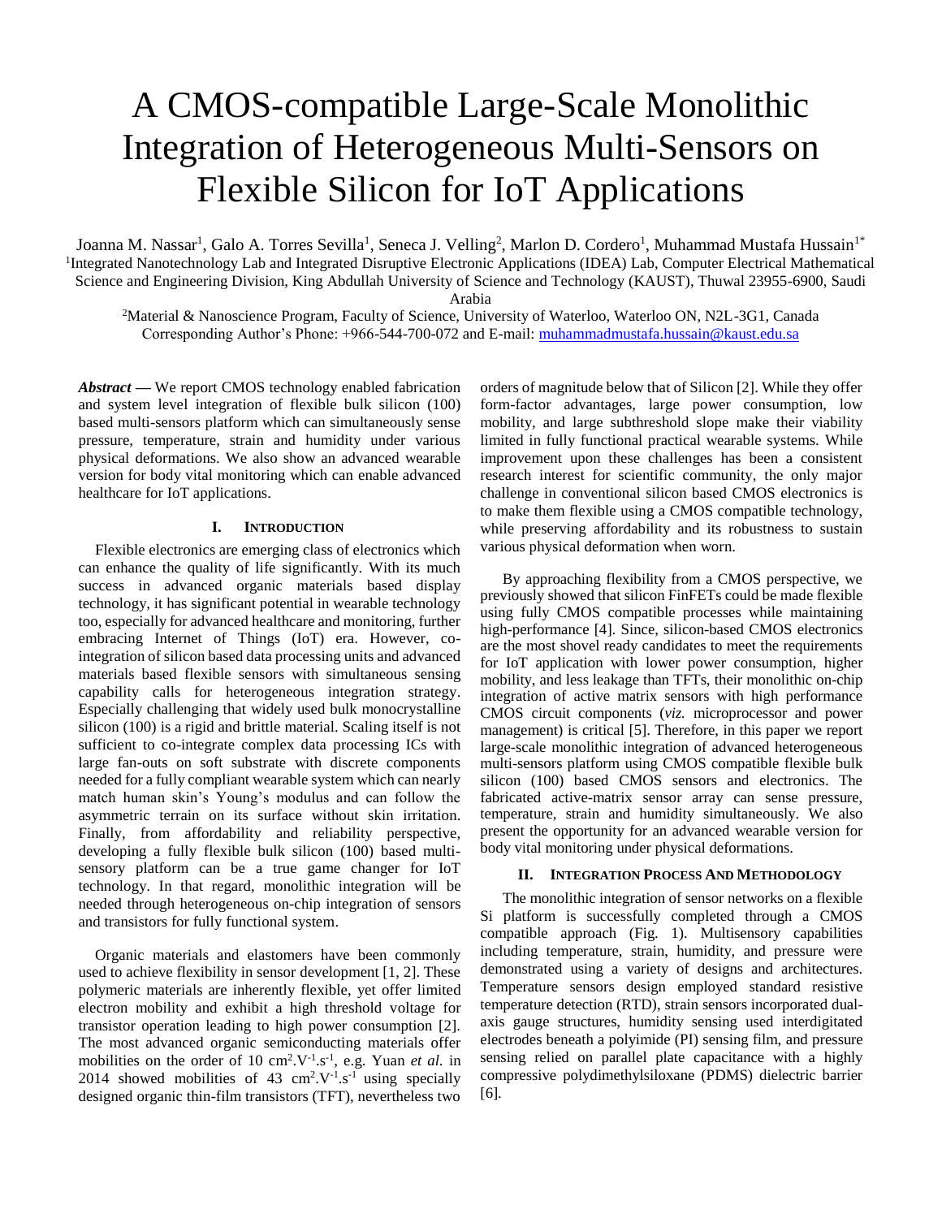# A CMOS-compatible Large-Scale Monolithic Integration of Heterogeneous Multi-Sensors on Flexible Silicon for IoT Applications

Joanna M. Nassar[1], Galo A. Torres Sevilla[1], Seneca J. Velling[2], Marlon D. Cordero[1], Muhammad Mustafa Hussain[1*]

[1]Integrated Nanotechnology Lab and Integrated Disruptive Electronic Applications (IDEA) Lab, Computer Electrical Mathematical Science and Engineering Division, King Abdullah University of Science and Technology (KAUST), Thuwal 23955-6900, Saudi Arabia

[2]Material & Nanoscience Program, Faculty of Science, University of Waterloo, Waterloo ON, N2L-3G1, Canada

Corresponding Author's Phone: +966-544-700-072 and E-mail: muhammadmustafa.hussain@kaust.edu.sa

***Abstract*** — We report CMOS technology enabled fabrication and system level integration of flexible bulk silicon (100) based multi-sensors platform which can simultaneously sense pressure, temperature, strain and humidity under various physical deformations. We also show an advanced wearable version for body vital monitoring which can enable advanced healthcare for IoT applications.

## I. Introduction

Flexible electronics are emerging class of electronics which can enhance the quality of life significantly. With its much success in advanced organic materials based display technology, it has significant potential in wearable technology too, especially for advanced healthcare and monitoring, further embracing Internet of Things (IoT) era. However, co-integration of silicon based data processing units and advanced materials based flexible sensors with simultaneous sensing capability calls for heterogeneous integration strategy. Especially challenging that widely used bulk monocrystalline silicon (100) is a rigid and brittle material. Scaling itself is not sufficient to co-integrate complex data processing ICs with large fan-outs on soft substrate with discrete components needed for a fully compliant wearable system which can nearly match human skin's Young's modulus and can follow the asymmetric terrain on its surface without skin irritation. Finally, from affordability and reliability perspective, developing a fully flexible bulk silicon (100) based multi-sensory platform can be a true game changer for IoT technology. In that regard, monolithic integration will be needed through heterogeneous on-chip integration of sensors and transistors for fully functional system.

Organic materials and elastomers have been commonly used to achieve flexibility in sensor development [1, 2]. These polymeric materials are inherently flexible, yet offer limited electron mobility and exhibit a high threshold voltage for transistor operation leading to high power consumption [2]. The most advanced organic semiconducting materials offer mobilities on the order of 10 $cm^2.V^{-1}.s^{-1}$, e.g. Yuan *et al.* in 2014 showed mobilities of 43 $cm^2.V^{-1}.s^{-1}$ using specially designed organic thin-film transistors (TFT), nevertheless two orders of magnitude below that of Silicon [2]. While they offer form-factor advantages, large power consumption, low mobility, and large subthreshold slope make their viability limited in fully functional practical wearable systems. While improvement upon these challenges has been a consistent research interest for scientific community, the only major challenge in conventional silicon based CMOS electronics is to make them flexible using a CMOS compatible technology, while preserving affordability and its robustness to sustain various physical deformation when worn.

By approaching flexibility from a CMOS perspective, we previously showed that silicon FinFETs could be made flexible using fully CMOS compatible processes while maintaining high-performance [4]. Since, silicon-based CMOS electronics are the most shovel ready candidates to meet the requirements for IoT application with lower power consumption, higher mobility, and less leakage than TFTs, their monolithic on-chip integration of active matrix sensors with high performance CMOS circuit components (*viz.* microprocessor and power management) is critical [5]. Therefore, in this paper we report large-scale monolithic integration of advanced heterogeneous multi-sensors platform using CMOS compatible flexible bulk silicon (100) based CMOS sensors and electronics. The fabricated active-matrix sensor array can sense pressure, temperature, strain and humidity simultaneously. We also present the opportunity for an advanced wearable version for body vital monitoring under physical deformations.

## II. Integration Process And Methodology

The monolithic integration of sensor networks on a flexible Si platform is successfully completed through a CMOS compatible approach (Fig. 1). Multisensory capabilities including temperature, strain, humidity, and pressure were demonstrated using a variety of designs and architectures. Temperature sensors design employed standard resistive temperature detection (RTD), strain sensors incorporated dual-axis gauge structures, humidity sensing used interdigitated electrodes beneath a polyimide (PI) sensing film, and pressure sensing relied on parallel plate capacitance with a highly compressive polydimethylsiloxane (PDMS) dielectric barrier [6].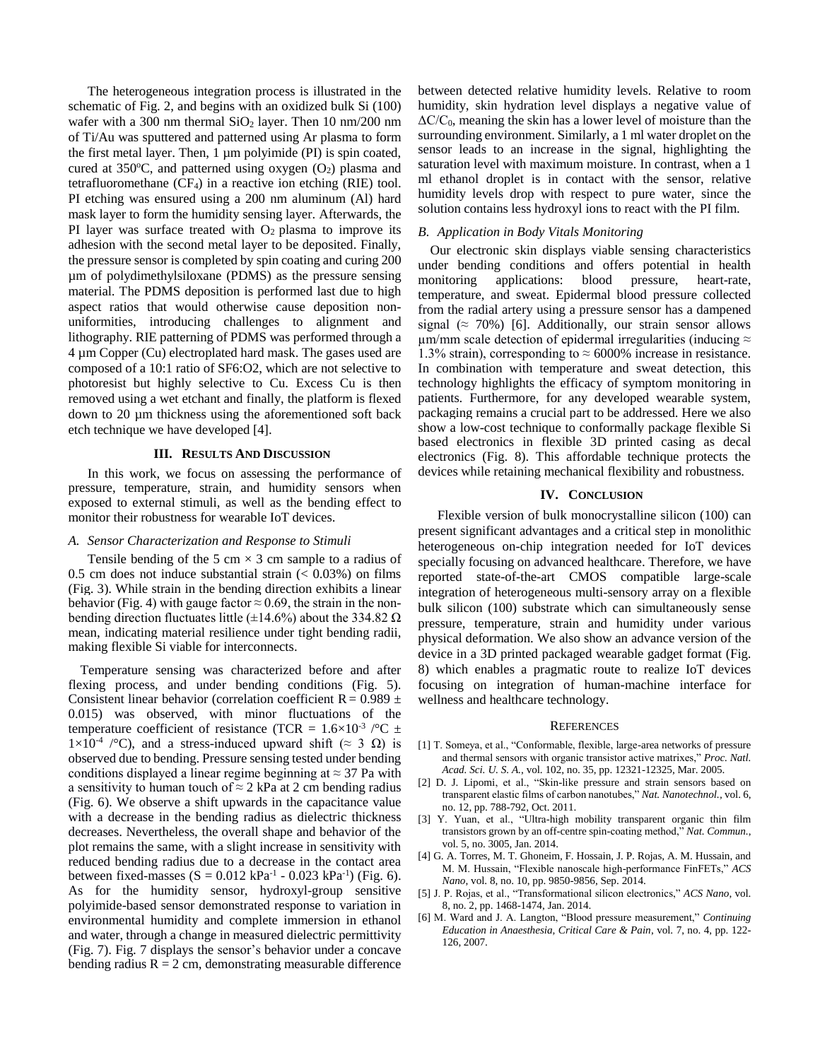The heterogeneous integration process is illustrated in the schematic of Fig. 2, and begins with an oxidized bulk Si (100) wafer with a 300 nm thermal $SiO_2$ layer. Then 10 nm/200 nm of Ti/Au was sputtered and patterned using Ar plasma to form the first metal layer. Then, 1 µm polyimide (PI) is spin coated, cured at 350°C, and patterned using oxygen ($O_2$) plasma and tetrafluoromethane ($CF_4$) in a reactive ion etching (RIE) tool. PI etching was ensured using a 200 nm aluminum (Al) hard mask layer to form the humidity sensing layer. Afterwards, the PI layer was surface treated with $O_2$ plasma to improve its adhesion with the second metal layer to be deposited. Finally, the pressure sensor is completed by spin coating and curing 200 µm of polydimethylsiloxane (PDMS) as the pressure sensing material. The PDMS deposition is performed last due to high aspect ratios that would otherwise cause deposition non-uniformities, introducing challenges to alignment and lithography. RIE patterning of PDMS was performed through a 4 µm Copper (Cu) electroplated hard mask. The gases used are composed of a 10:1 ratio of SF6:O2, which are not selective to photoresist but highly selective to Cu. Excess Cu is then removed using a wet etchant and finally, the platform is flexed down to 20 µm thickness using the aforementioned soft back etch technique we have developed [4].

## III. Results And Discussion

In this work, we focus on assessing the performance of pressure, temperature, strain, and humidity sensors when exposed to external stimuli, as well as the bending effect to monitor their robustness for wearable IoT devices.

### A. Sensor Characterization and Response to Stimuli

Tensile bending of the 5 cm × 3 cm sample to a radius of 0.5 cm does not induce substantial strain (< 0.03%) on films (Fig. 3). While strain in the bending direction exhibits a linear behavior (Fig. 4) with gauge factor ≈ 0.69, the strain in the non-bending direction fluctuates little (±14.6%) about the 334.82 Ω mean, indicating material resilience under tight bending radii, making flexible Si viable for interconnects.

Temperature sensing was characterized before and after flexing process, and under bending conditions (Fig. 5). Consistent linear behavior (correlation coefficient R = 0.989 ± 0.015) was observed, with minor fluctuations of the temperature coefficient of resistance (TCR = $1.6\times10^{-3}$ /°C ± $1\times10^{-4}$ /°C), and a stress-induced upward shift (≈ 3 Ω) is observed due to bending. Pressure sensing tested under bending conditions displayed a linear regime beginning at ≈ 37 Pa with a sensitivity to human touch of ≈ 2 kPa at 2 cm bending radius (Fig. 6). We observe a shift upwards in the capacitance value with a decrease in the bending radius as dielectric thickness decreases. Nevertheless, the overall shape and behavior of the plot remains the same, with a slight increase in sensitivity with reduced bending radius due to a decrease in the contact area between fixed-masses (S = 0.012 $kPa^{-1}$ - 0.023 $kPa^{-1}$) (Fig. 6). As for the humidity sensor, hydroxyl-group sensitive polyimide-based sensor demonstrated response to variation in environmental humidity and complete immersion in ethanol and water, through a change in measured dielectric permittivity (Fig. 7). Fig. 7 displays the sensor's behavior under a concave bending radius R = 2 cm, demonstrating measurable difference between detected relative humidity levels. Relative to room humidity, skin hydration level displays a negative value of $\Delta C/C_0$, meaning the skin has a lower level of moisture than the surrounding environment. Similarly, a 1 ml water droplet on the sensor leads to an increase in the signal, highlighting the saturation level with maximum moisture. In contrast, when a 1 ml ethanol droplet is in contact with the sensor, relative humidity levels drop with respect to pure water, since the solution contains less hydroxyl ions to react with the PI film.

### B. Application in Body Vitals Monitoring

Our electronic skin displays viable sensing characteristics under bending conditions and offers potential in health monitoring applications: blood pressure, heart-rate, temperature, and sweat. Epidermal blood pressure collected from the radial artery using a pressure sensor has a dampened signal (≈ 70%) [6]. Additionally, our strain sensor allows µm/mm scale detection of epidermal irregularities (inducing ≈ 1.3% strain), corresponding to ≈ 6000% increase in resistance. In combination with temperature and sweat detection, this technology highlights the efficacy of symptom monitoring in patients. Furthermore, for any developed wearable system, packaging remains a crucial part to be addressed. Here we also show a low-cost technique to conformally package flexible Si based electronics in flexible 3D printed casing as decal electronics (Fig. 8). This affordable technique protects the devices while retaining mechanical flexibility and robustness.

## IV. Conclusion

Flexible version of bulk monocrystalline silicon (100) can present significant advantages and a critical step in monolithic heterogeneous on-chip integration needed for IoT devices specially focusing on advanced healthcare. Therefore, we have reported state-of-the-art CMOS compatible large-scale integration of heterogeneous multi-sensory array on a flexible bulk silicon (100) substrate which can simultaneously sense pressure, temperature, strain and humidity under various physical deformation. We also show an advance version of the device in a 3D printed packaged wearable gadget format (Fig. 8) which enables a pragmatic route to realize IoT devices focusing on integration of human-machine interface for wellness and healthcare technology.

## References

[1] T. Someya, et al., "Conformable, flexible, large-area networks of pressure and thermal sensors with organic transistor active matrixes," *Proc. Natl. Acad. Sci. U. S. A.*, vol. 102, no. 35, pp. 12321-12325, Mar. 2005.

[2] D. J. Lipomi, et al., "Skin-like pressure and strain sensors based on transparent elastic films of carbon nanotubes," *Nat. Nanotechnol.*, vol. 6, no. 12, pp. 788-792, Oct. 2011.

[3] Y. Yuan, et al., "Ultra-high mobility transparent organic thin film transistors grown by an off-centre spin-coating method," *Nat. Commun.*, vol. 5, no. 3005, Jan. 2014.

[4] G. A. Torres, M. T. Ghoneim, F. Hossain, J. P. Rojas, A. M. Hussain, and M. M. Hussain, "Flexible nanoscale high-performance FinFETs," *ACS Nano*, vol. 8, no. 10, pp. 9850-9856, Sep. 2014.

[5] J. P. Rojas, et al., "Transformational silicon electronics," *ACS Nano*, vol. 8, no. 2, pp. 1468-1474, Jan. 2014.

[6] M. Ward and J. A. Langton, "Blood pressure measurement," *Continuing Education in Anaesthesia, Critical Care & Pain*, vol. 7, no. 4, pp. 122-126, 2007.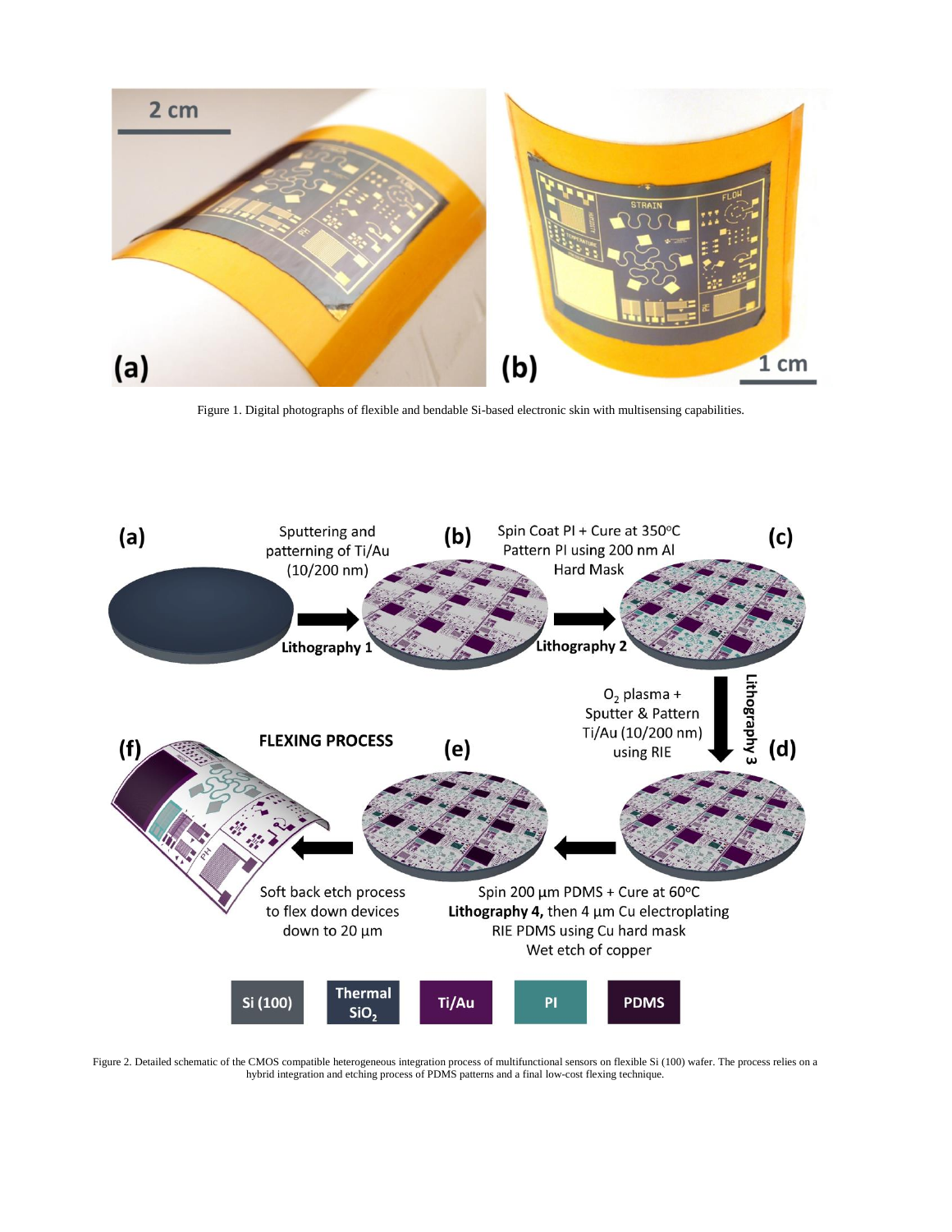Figure 1. Digital photographs of flexible and bendable Si-based electronic skin with multisensing capabilities.

Figure 2. Detailed schematic of the CMOS compatible heterogeneous integration process of multifunctional sensors on flexible Si (100) wafer. The process relies on a hybrid integration and etching process of PDMS patterns and a final low-cost flexing technique.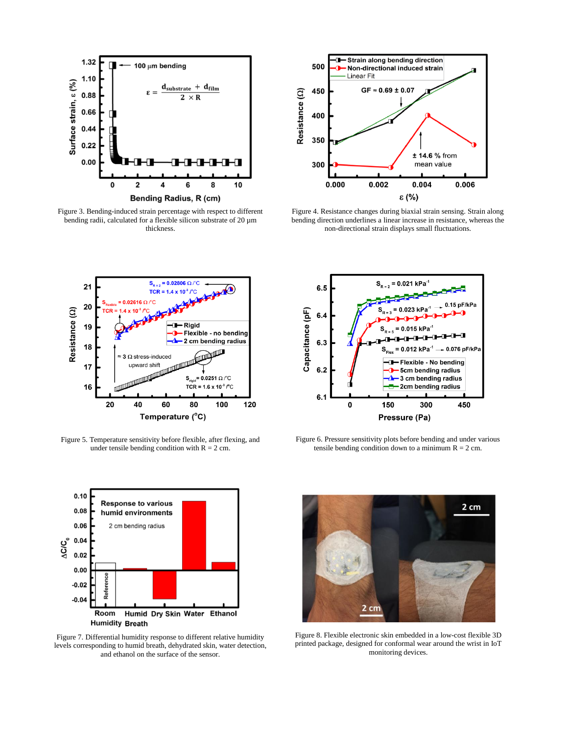1.32
1.10
0.88
0.66
0.44
0.22
0.00

Surface strain, ε (%)

← 100 μm bending

$$\varepsilon = \frac{d_{substrate} + d_{film}}{2 \times R}$$

0 2 4 6 8 10

Bending Radius, R (cm)

Figure 3. Bending-induced strain percentage with respect to different bending radii, calculated for a flexible silicon substrate of 20 μm thickness.

Strain along bending direction
Non-directional induced strain
Linear Fit

GF ≈ 0.69 ± 0.07

± 14.6 % from mean value

Resistance (Ω)

500
450
400
350
300

0.000 0.002 0.004 0.006

ε (%)

Figure 4. Resistance changes during biaxial strain sensing. Strain along bending direction underlines a linear increase in resistance, whereas the non-directional strain displays small fluctuations.

$S_{R=2}$ = 0.02806 Ω /°C
TCR = 1.4 x $10^{-3}$ /°C

$S_{flexible}$ = 0.02616 Ω /°C
TCR = 1.4 x $10^{-3}$ /°C

Rigid
Flexible - no bending
2 cm bending radius

≈ 3 Ω stress-induced upward shift

$S_{rigid}$ = 0.0251 Ω /°C
TCR = 1.6 x $10^{-3}$ /°C

Resistance (Ω)

21
20
19
18
17
16

20 40 60 80 100 120

Temperature (°C)

Figure 5. Temperature sensitivity before flexible, after flexing, and under tensile bending condition with R = 2 cm.

$S_{R=2}$ = 0.021 $kPa^{-1}$

$S_{R=3}$ = 0.023 $kPa^{-1}$ → 0.15 pF/kPa

$S_{R=5}$ = 0.015 $kPa^{-1}$

$S_{Flex}$ = 0.012 $kPa^{-1}$ → 0.076 pF/kPa

Flexible - No bending
5cm bending radius
3 cm bending radius
2cm bending radius

Capacitance (pF)

6.5
6.4
6.3
6.2
6.1

0 150 300 450

Pressure (Pa)

Figure 6. Pressure sensitivity plots before bending and under various tensile bending condition down to a minimum R = 2 cm.

Response to various humid environments

2 cm bending radius

$\Delta C/C_0$

0.10
0.08
0.06
0.04
0.02
0.00
-0.02
-0.04

Reference

Room Humidity
Humid Breath
Dry Skin
Water
Ethanol

Figure 7. Differential humidity response to different relative humidity levels corresponding to humid breath, dehydrated skin, water detection, and ethanol on the surface of the sensor.

2 cm

2 cm

Figure 8. Flexible electronic skin embedded in a low-cost flexible 3D printed package, designed for conformal wear around the wrist in IoT monitoring devices.